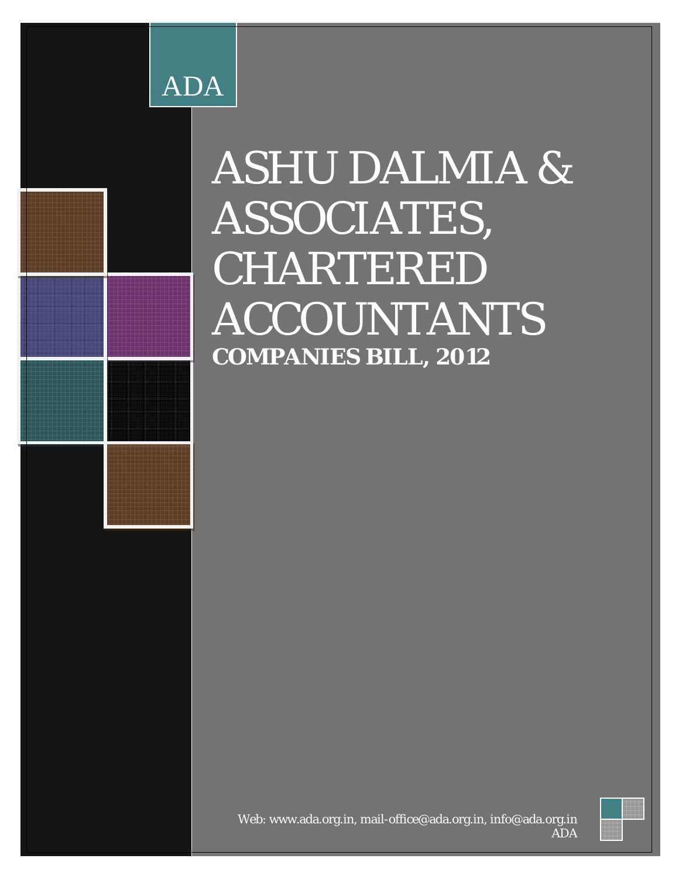ADA

# ASHU DALMIA & ASSOCIATES, CHARTERED ACCOUNTANTS

**COMPANIES BILL, 2012**

Web: www.ada.org.in, mail-office@ada.org.in, info@ada.org.in

ADA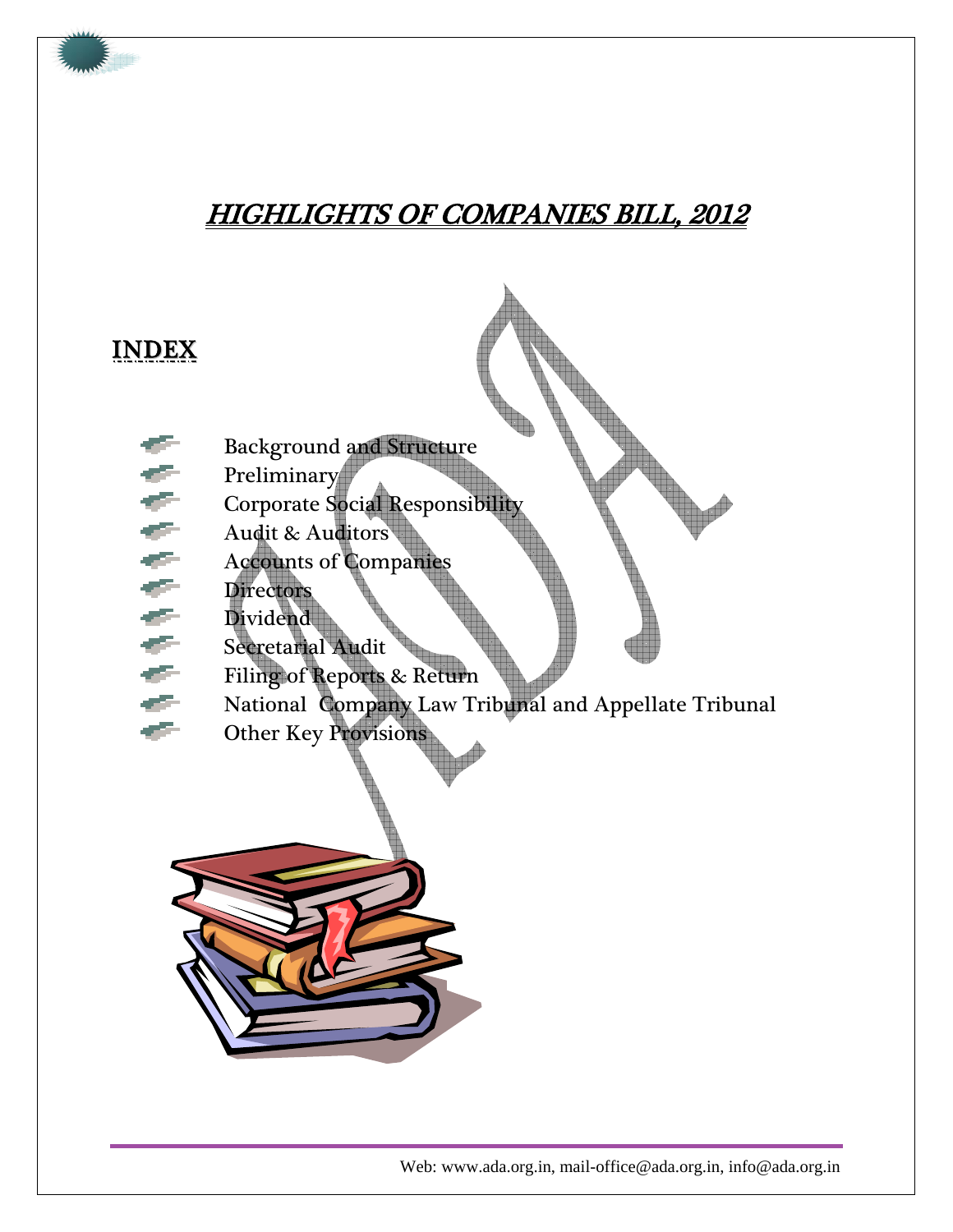# HIGHLIGHTS OF COMPANIES BILL, 2012

## INDEX

- Background and Structure
- Preliminary
- Corporate Social Responsibility
- Audit & Auditors
- Accounts of Companies
- Directors
- Dividend
- Secretarial Audit
- Filing of Reports & Return
- National Company Law Tribunal and Appellate Tribunal
- Other Key Provisions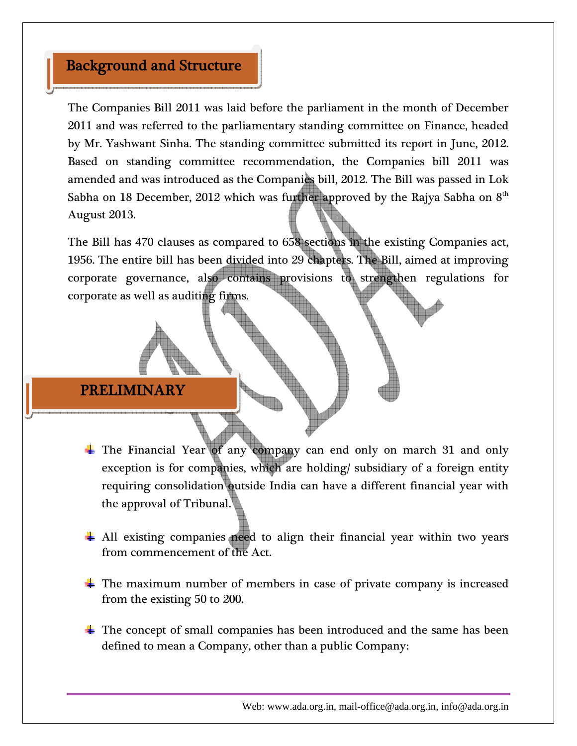## Background and Structure

The Companies Bill 2011 was laid before the parliament in the month of December 2011 and was referred to the parliamentary standing committee on Finance, headed by Mr. Yashwant Sinha. The standing committee submitted its report in June, 2012. Based on standing committee recommendation, the Companies bill 2011 was amended and was introduced as the Companies bill, 2012. The Bill was passed in Lok Sabha on 18 December, 2012 which was further approved by the Rajya Sabha on 8th August 2013.

The Bill has 470 clauses as compared to 658 sections in the existing Companies act, 1956. The entire bill has been divided into 29 chapters. The Bill, aimed at improving corporate governance, also contains provisions to strengthen regulations for corporate as well as auditing firms.

## PRELIMINARY

- The Financial Year of any company can end only on march 31 and only exception is for companies, which are holding/ subsidiary of a foreign entity requiring consolidation outside India can have a different financial year with the approval of Tribunal.
- All existing companies need to align their financial year within two years from commencement of the Act.
- The maximum number of members in case of private company is increased from the existing 50 to 200.
- The concept of small companies has been introduced and the same has been defined to mean a Company, other than a public Company: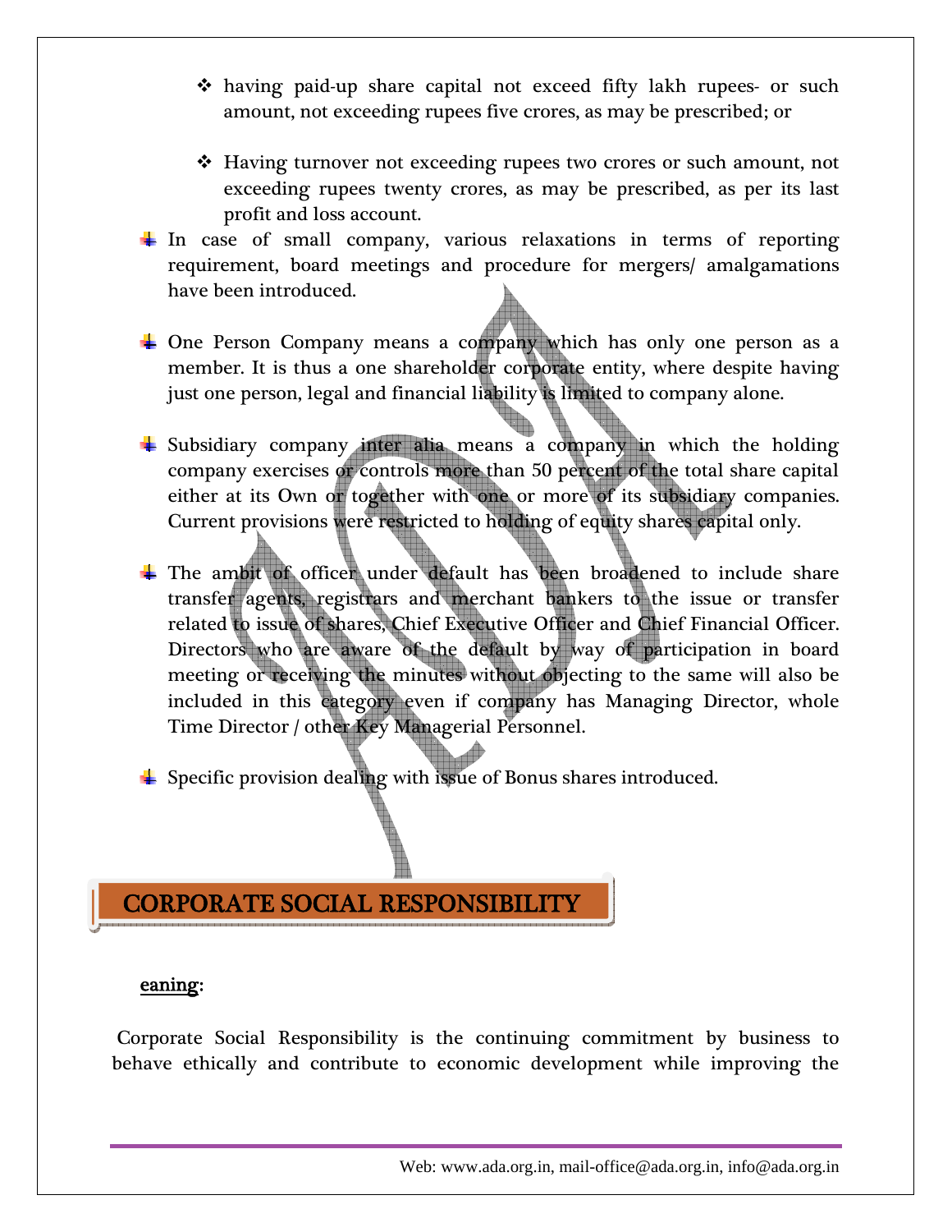- having paid-up share capital not exceed fifty lakh rupees- or such amount, not exceeding rupees five crores, as may be prescribed; or

   - Having turnover not exceeding rupees two crores or such amount, not exceeding rupees twenty crores, as may be prescribed, as per its last profit and loss account.

- In case of small company, various relaxations in terms of reporting requirement, board meetings and procedure for mergers/ amalgamations have been introduced.

- One Person Company means a company which has only one person as a member. It is thus a one shareholder corporate entity, where despite having just one person, legal and financial liability is limited to company alone.

- Subsidiary company inter alia means a company in which the holding company exercises or controls more than 50 percent of the total share capital either at its Own or together with one or more of its subsidiary companies. Current provisions were restricted to holding of equity shares capital only.

- The ambit of officer under default has been broadened to include share transfer agents, registrars and merchant bankers to the issue or transfer related to issue of shares, Chief Executive Officer and Chief Financial Officer. Directors who are aware of the default by way of participation in board meeting or receiving the minutes without objecting to the same will also be included in this category even if company has Managing Director, whole Time Director / other Key Managerial Personnel.

- Specific provision dealing with issue of Bonus shares introduced.

## CORPORATE SOCIAL RESPONSIBILITY

**eaning:**

Corporate Social Responsibility is the continuing commitment by business to behave ethically and contribute to economic development while improving the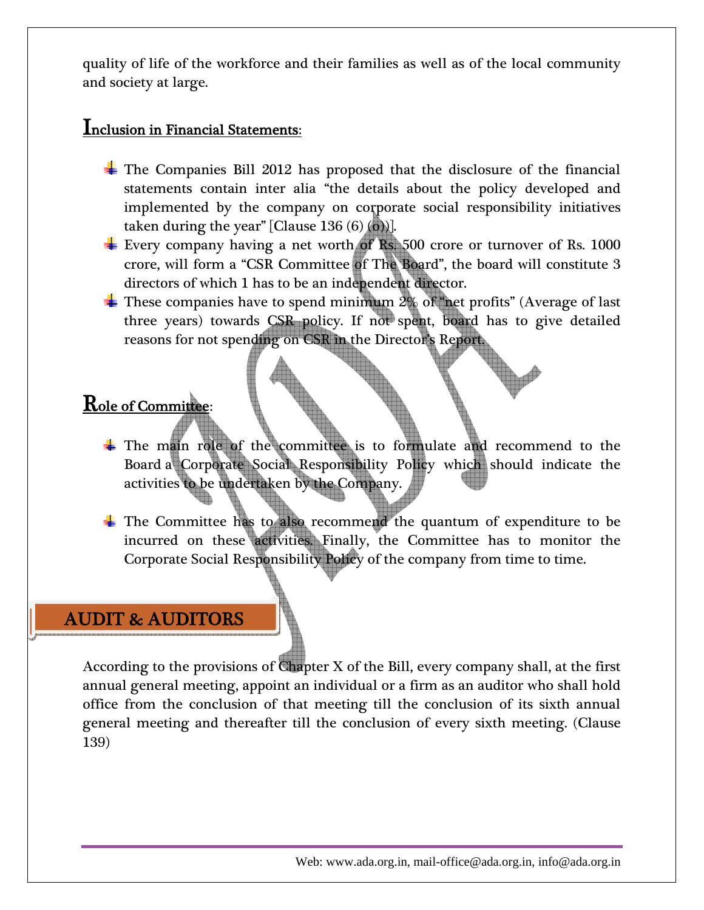quality of life of the workforce and their families as well as of the local community and society at large.

## Inclusion in Financial Statements:

- The Companies Bill 2012 has proposed that the disclosure of the financial statements contain inter alia "the details about the policy developed and implemented by the company on corporate social responsibility initiatives taken during the year" [Clause 136 (6) (o))].
- Every company having a net worth of Rs. 500 crore or turnover of Rs. 1000 crore, will form a "CSR Committee of The Board", the board will constitute 3 directors of which 1 has to be an independent director.
- These companies have to spend minimum 2% of "net profits" (Average of last three years) towards CSR policy. If not spent, board has to give detailed reasons for not spending on CSR in the Director's Report.

## Role of Committee:

- The main role of the committee is to formulate and recommend to the Board a Corporate Social Responsibility Policy which should indicate the activities to be undertaken by the Company.

- The Committee has to also recommend the quantum of expenditure to be incurred on these activities. Finally, the Committee has to monitor the Corporate Social Responsibility Policy of the company from time to time.

# AUDIT & AUDITORS

According to the provisions of Chapter X of the Bill, every company shall, at the first annual general meeting, appoint an individual or a firm as an auditor who shall hold office from the conclusion of that meeting till the conclusion of its sixth annual general meeting and thereafter till the conclusion of every sixth meeting. (Clause 139)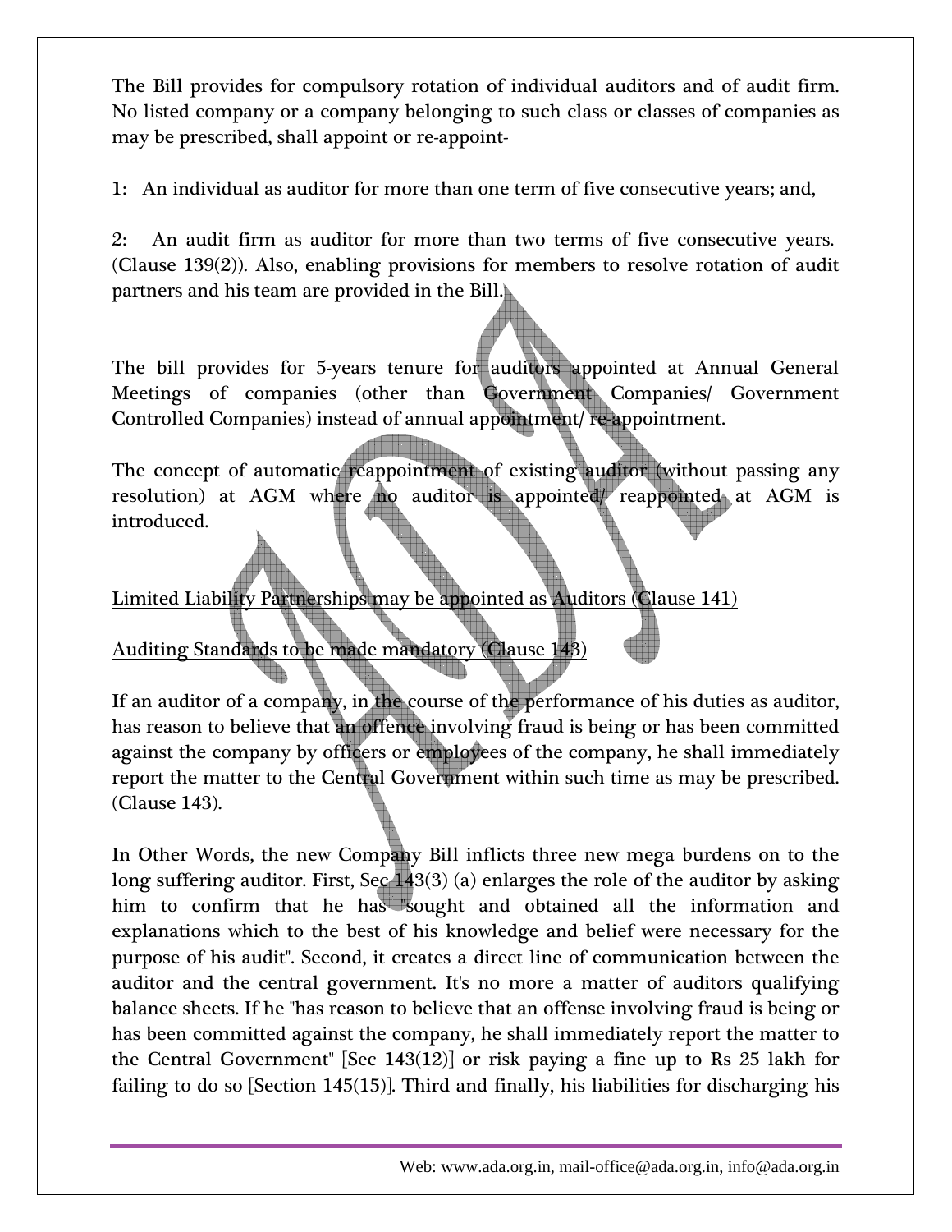The Bill provides for compulsory rotation of individual auditors and of audit firm. No listed company or a company belonging to such class or classes of companies as may be prescribed, shall appoint or re-appoint-

1: An individual as auditor for more than one term of five consecutive years; and,

2: An audit firm as auditor for more than two terms of five consecutive years. (Clause 139(2)). Also, enabling provisions for members to resolve rotation of audit partners and his team are provided in the Bill.

The bill provides for 5-years tenure for auditors appointed at Annual General Meetings of companies (other than Government Companies/ Government Controlled Companies) instead of annual appointment/ re-appointment.

The concept of automatic reappointment of existing auditor (without passing any resolution) at AGM where no auditor is appointed/ reappointed at AGM is introduced.

<u>Limited Liability Partnerships may be appointed as Auditors (Clause 141)</u>

<u>Auditing Standards to be made mandatory (Clause 143)</u>

If an auditor of a company, in the course of the performance of his duties as auditor, has reason to believe that an offence involving fraud is being or has been committed against the company by officers or employees of the company, he shall immediately report the matter to the Central Government within such time as may be prescribed. (Clause 143).

In Other Words, the new Company Bill inflicts three new mega burdens on to the long suffering auditor. First, Sec 143(3) (a) enlarges the role of the auditor by asking him to confirm that he has "sought and obtained all the information and explanations which to the best of his knowledge and belief were necessary for the purpose of his audit". Second, it creates a direct line of communication between the auditor and the central government. It's no more a matter of auditors qualifying balance sheets. If he "has reason to believe that an offense involving fraud is being or has been committed against the company, he shall immediately report the matter to the Central Government" [Sec 143(12)] or risk paying a fine up to Rs 25 lakh for failing to do so [Section 145(15)]. Third and finally, his liabilities for discharging his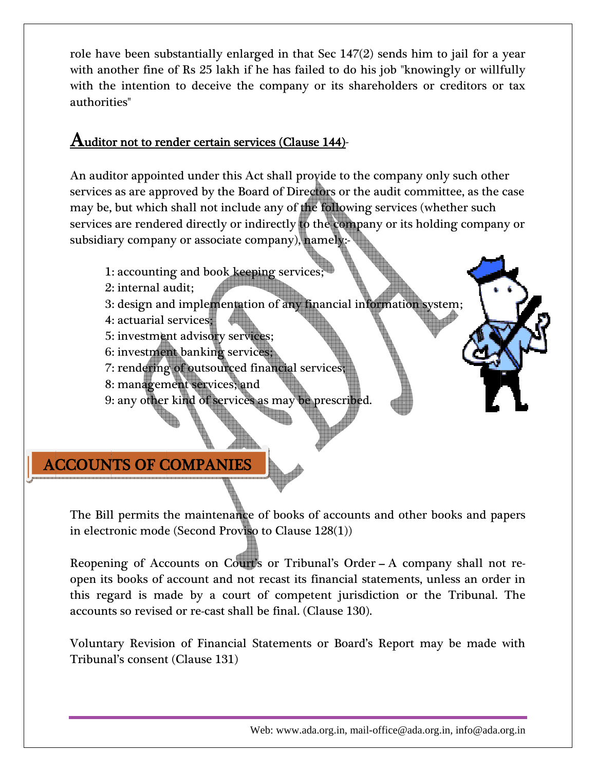role have been substantially enlarged in that Sec 147(2) sends him to jail for a year with another fine of Rs 25 lakh if he has failed to do his job "knowingly or willfully with the intention to deceive the company or its shareholders or creditors or tax authorities"

## Auditor not to render certain services (Clause 144)-

An auditor appointed under this Act shall provide to the company only such other services as are approved by the Board of Directors or the audit committee, as the case may be, but which shall not include any of the following services (whether such services are rendered directly or indirectly to the company or its holding company or subsidiary company or associate company), namely:-

1: accounting and book keeping services;
2: internal audit;
3: design and implementation of any financial information system;
4: actuarial services;
5: investment advisory services;
6: investment banking services;
7: rendering of outsourced financial services;
8: management services; and
9: any other kind of services as may be prescribed.

# ACCOUNTS OF COMPANIES

The Bill permits the maintenance of books of accounts and other books and papers in electronic mode (Second Proviso to Clause 128(1))

Reopening of Accounts on Court's or Tribunal's Order – A company shall not re-open its books of account and not recast its financial statements, unless an order in this regard is made by a court of competent jurisdiction or the Tribunal. The accounts so revised or re-cast shall be final. (Clause 130).

Voluntary Revision of Financial Statements or Board's Report may be made with Tribunal's consent (Clause 131)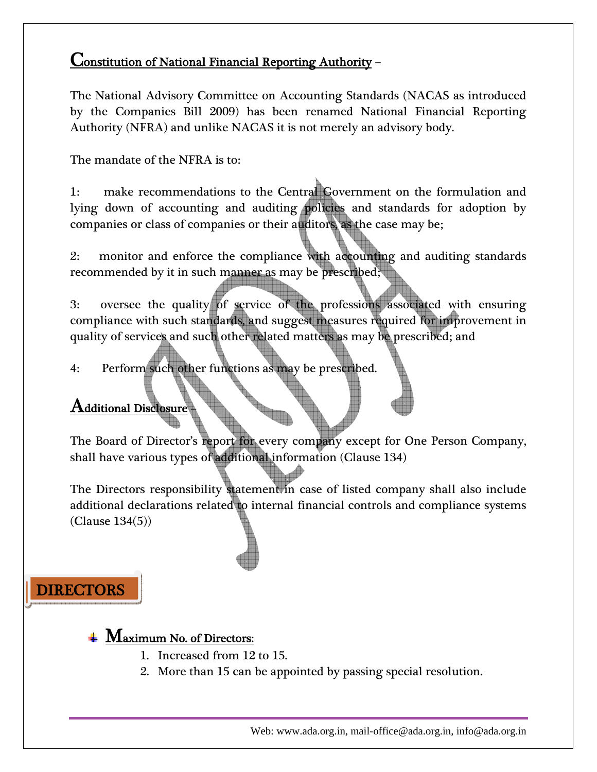## Constitution of National Financial Reporting Authority –

The National Advisory Committee on Accounting Standards (NACAS as introduced by the Companies Bill 2009) has been renamed National Financial Reporting Authority (NFRA) and unlike NACAS it is not merely an advisory body.

The mandate of the NFRA is to:

1: make recommendations to the Central Government on the formulation and lying down of accounting and auditing policies and standards for adoption by companies or class of companies or their auditors, as the case may be;

2: monitor and enforce the compliance with accounting and auditing standards recommended by it in such manner as may be prescribed;

3: oversee the quality of service of the professions associated with ensuring compliance with such standards, and suggest measures required for improvement in quality of services and such other related matters as may be prescribed; and

4: Perform such other functions as may be prescribed.

## Additional Disclosure –

The Board of Director's report for every company except for One Person Company, shall have various types of additional information (Clause 134)

The Directors responsibility statement in case of listed company shall also include additional declarations related to internal financial controls and compliance systems (Clause 134(5))

# DIRECTORS

- **Maximum No. of Directors**:
    1. Increased from 12 to 15.
    2. More than 15 can be appointed by passing special resolution.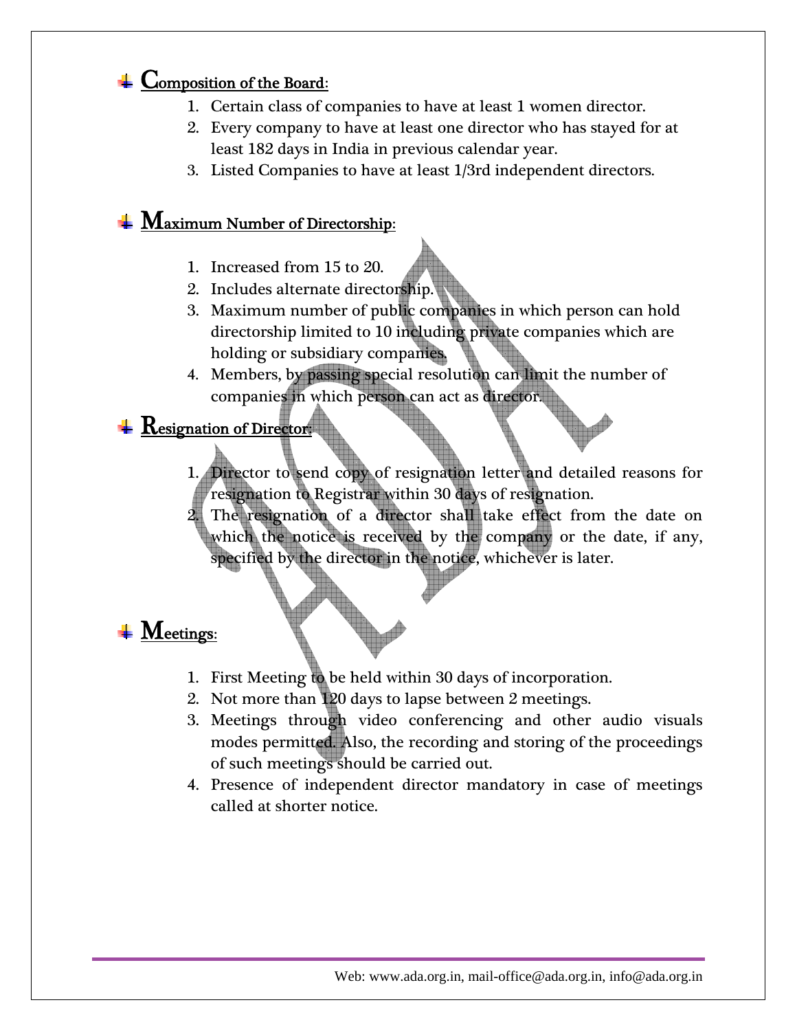## Composition of the Board:

1. Certain class of companies to have at least 1 women director.
2. Every company to have at least one director who has stayed for at least 182 days in India in previous calendar year.
3. Listed Companies to have at least 1/3rd independent directors.

## Maximum Number of Directorship:

1. Increased from 15 to 20.
2. Includes alternate directorship.
3. Maximum number of public companies in which person can hold directorship limited to 10 including private companies which are holding or subsidiary companies.
4. Members, by passing special resolution can limit the number of companies in which person can act as director.

## Resignation of Director:

1. Director to send copy of resignation letter and detailed reasons for resignation to Registrar within 30 days of resignation.
2. The resignation of a director shall take effect from the date on which the notice is received by the company or the date, if any, specified by the director in the notice, whichever is later.

## Meetings:

1. First Meeting to be held within 30 days of incorporation.
2. Not more than 120 days to lapse between 2 meetings.
3. Meetings through video conferencing and other audio visuals modes permitted. Also, the recording and storing of the proceedings of such meetings should be carried out.
4. Presence of independent director mandatory in case of meetings called at shorter notice.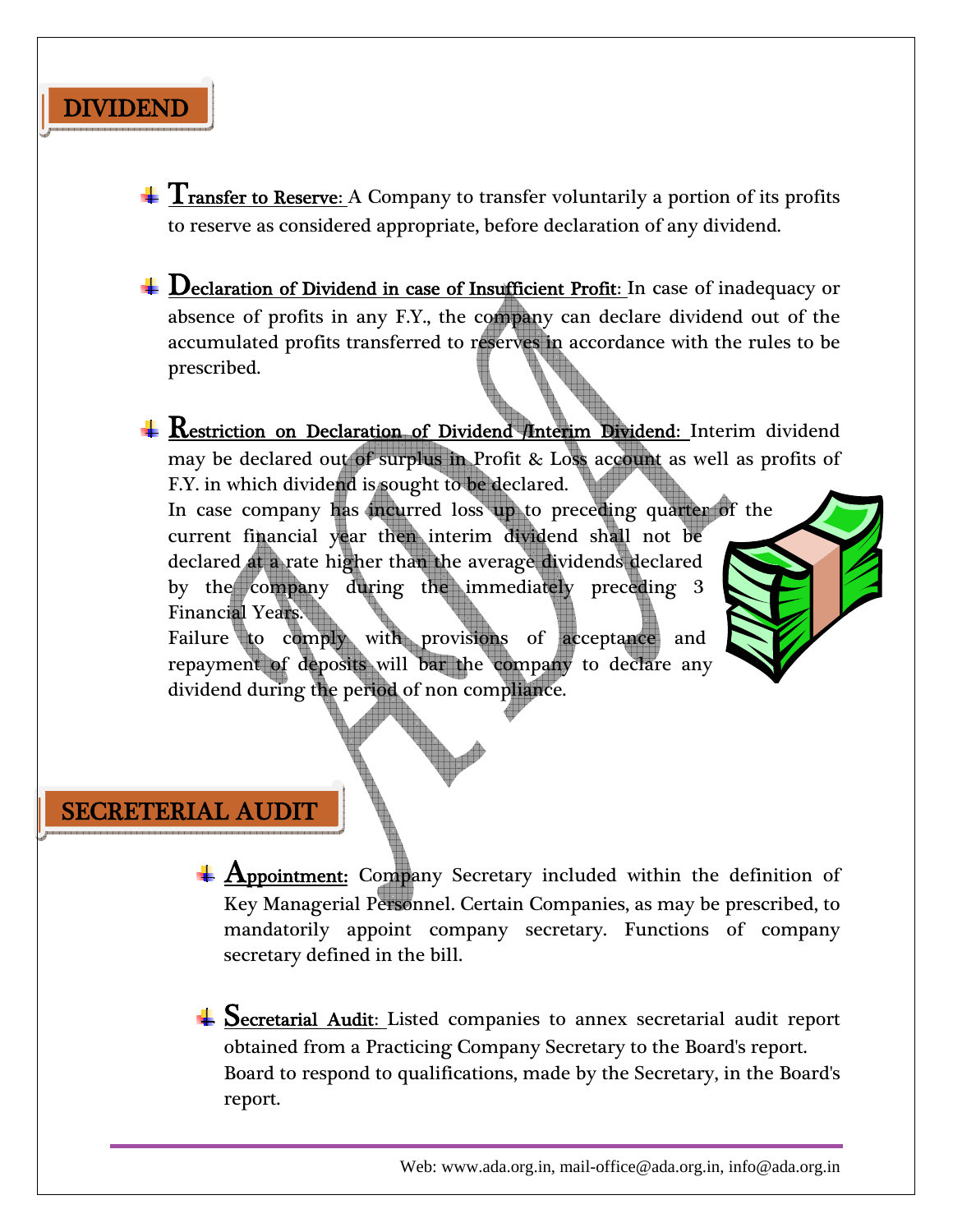## DIVIDEND

- **Transfer to Reserve**: A Company to transfer voluntarily a portion of its profits to reserve as considered appropriate, before declaration of any dividend.

- **Declaration of Dividend in case of Insufficient Profit**: In case of inadequacy or absence of profits in any F.Y., the company can declare dividend out of the accumulated profits transferred to reserves in accordance with the rules to be prescribed.

- **Restriction on Declaration of Dividend /Interim Dividend**: Interim dividend may be declared out of surplus in Profit & Loss account as well as profits of F.Y. in which dividend is sought to be declared.
  In case company has incurred loss up to preceding quarter of the current financial year then interim dividend shall not be declared at a rate higher than the average dividends declared by the company during the immediately preceding 3 Financial Years.
  Failure to comply with provisions of acceptance and repayment of deposits will bar the company to declare any dividend during the period of non compliance.

## SECRETERIAL AUDIT

- **Appointment:** Company Secretary included within the definition of Key Managerial Personnel. Certain Companies, as may be prescribed, to mandatorily appoint company secretary. Functions of company secretary defined in the bill.

- **Secretarial Audit**: Listed companies to annex secretarial audit report obtained from a Practicing Company Secretary to the Board's report. Board to respond to qualifications, made by the Secretary, in the Board's report.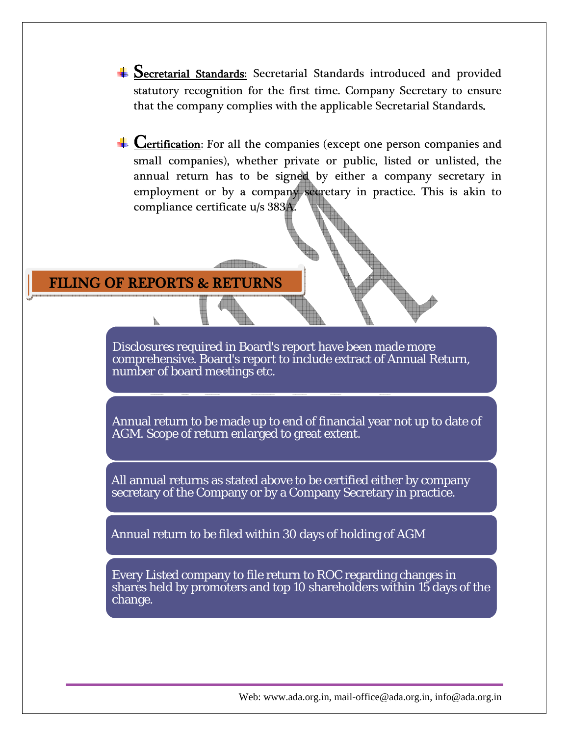- **Secretarial Standards**: Secretarial Standards introduced and provided statutory recognition for the first time. Company Secretary to ensure that the company complies with the applicable Secretarial Standards.

- **Certification**: For all the companies (except one person companies and small companies), whether private or public, listed or unlisted, the annual return has to be signed by either a company secretary in employment or by a company secretary in practice. This is akin to compliance certificate u/s 383A.

## FILING OF REPORTS & RETURNS

- Disclosures required in Board's report have been made more comprehensive. Board's report to include extract of Annual Return, number of board meetings etc.
- Annual return to be made up to end of financial year not up to date of AGM. Scope of return enlarged to great extent.
- All annual returns as stated above to be certified either by company secretary of the Company or by a Company Secretary in practice.
- Annual return to be filed within 30 days of holding of AGM
- Every Listed company to file return to ROC regarding changes in shares held by promoters and top 10 shareholders within 15 days of the change.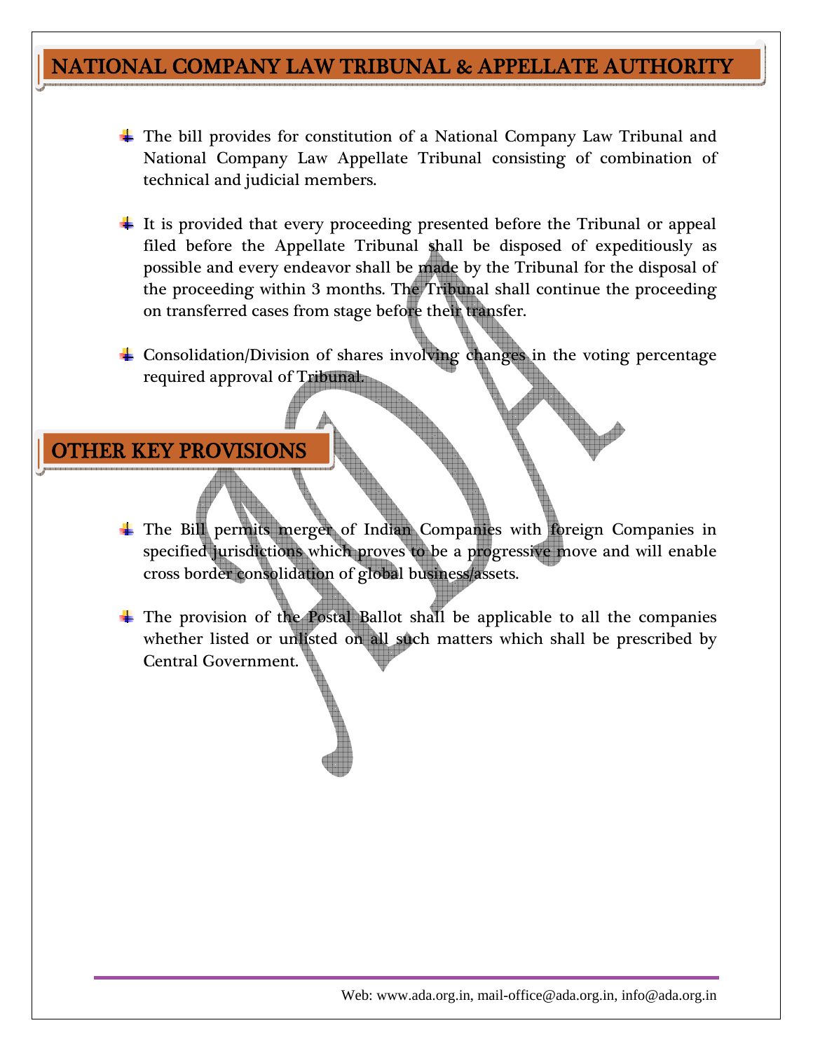## NATIONAL COMPANY LAW TRIBUNAL & APPELLATE AUTHORITY

- The bill provides for constitution of a National Company Law Tribunal and National Company Law Appellate Tribunal consisting of combination of technical and judicial members.
- It is provided that every proceeding presented before the Tribunal or appeal filed before the Appellate Tribunal shall be disposed of expeditiously as possible and every endeavor shall be made by the Tribunal for the disposal of the proceeding within 3 months. The Tribunal shall continue the proceeding on transferred cases from stage before their transfer.
- Consolidation/Division of shares involving changes in the voting percentage required approval of Tribunal.

## OTHER KEY PROVISIONS

- The Bill permits merger of Indian Companies with foreign Companies in specified jurisdictions which proves to be a progressive move and will enable cross border consolidation of global business/assets.
- The provision of the Postal Ballot shall be applicable to all the companies whether listed or unlisted on all such matters which shall be prescribed by Central Government.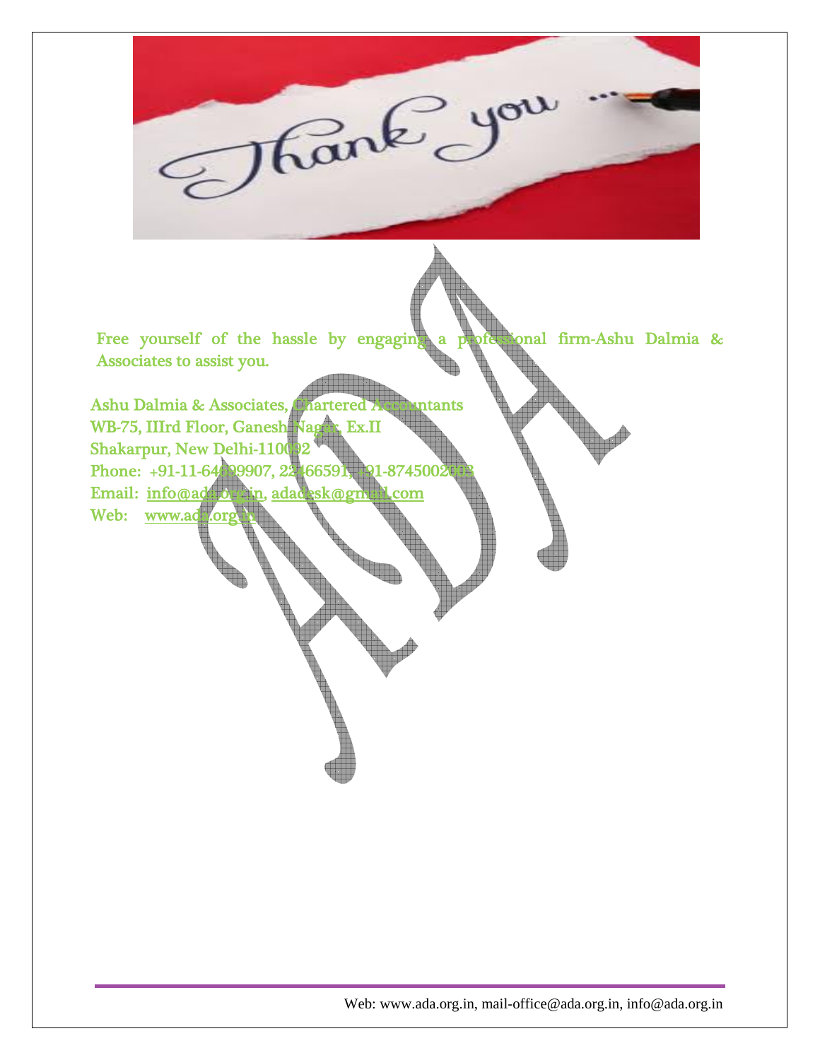Free yourself of the hassle by engaging a professional firm-Ashu Dalmia & Associates to assist you.

Ashu Dalmia & Associates, Chartered Accountants
WB-75, IIIrd Floor, Ganesh Nagar, Ex.II
Shakarpur, New Delhi-110092
Phone: +91-11-64699907, 22466591, +91-8745002003
Email: info@ada.org.in, adadesk@gmail.com
Web: www.ada.org.in